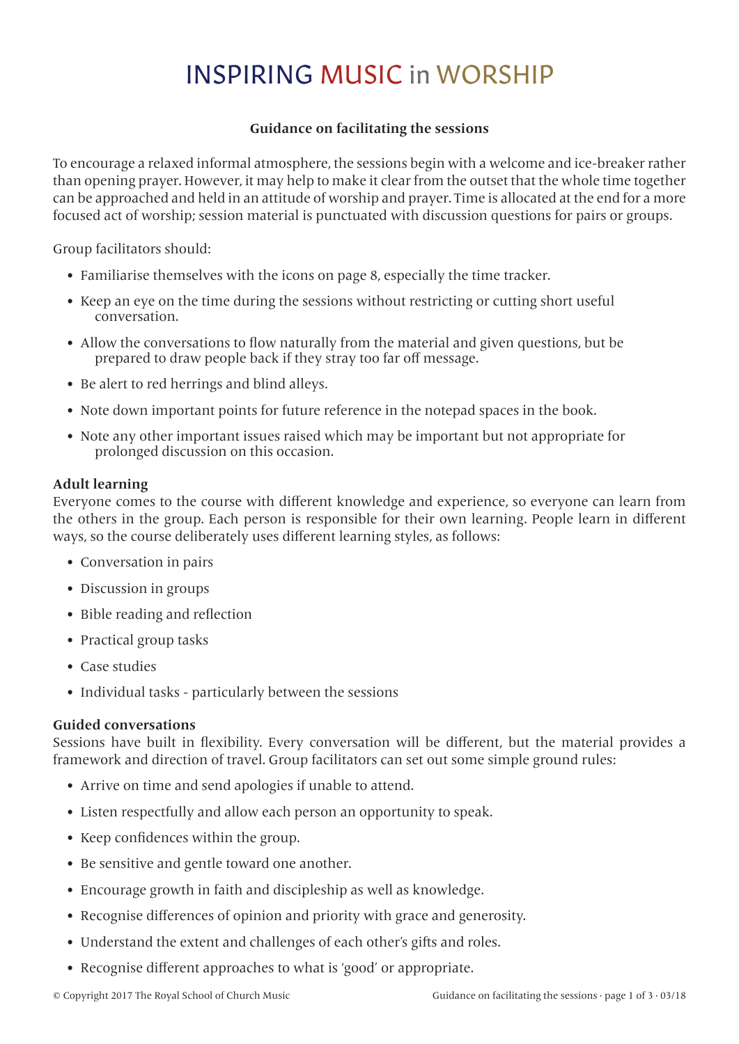# INSPIRING MUSIC in WORSHIP

## Guidance on facilitating the sessions

To encourage a relaxed informal atmosphere, the sessions begin with a welcome and ice-breaker rather than opening prayer. However, it may help to make it clear from the outset that the whole time together can be approached and held in an attitude of worship and prayer. Time is allocated at the end for a more focused act of worship; session material is punctuated with discussion questions for pairs or groups.

Group facilitators should:

- Familiarise themselves with the icons on page 8, especially the time tracker.
- Keep an eye on the time during the sessions without restricting or cutting short useful conversation.
- Allow the conversations to flow naturally from the material and given questions, but be prepared to draw people back if they stray too far off message.
- Be alert to red herrings and blind alleys.
- Note down important points for future reference in the notepad spaces in the book.
- Note any other important issues raised which may be important but not appropriate for prolonged discussion on this occasion.

**Adult learning**

Everyone comes to the course with different knowledge and experience, so everyone can learn from the others in the group. Each person is responsible for their own learning. People learn in different ways, so the course deliberately uses different learning styles, as follows:

- Conversation in pairs
- Discussion in groups
- Bible reading and reflection
- Practical group tasks
- Case studies
- Individual tasks - particularly between the sessions

**Guided conversations**

Sessions have built in flexibility. Every conversation will be different, but the material provides a framework and direction of travel. Group facilitators can set out some simple ground rules:

- Arrive on time and send apologies if unable to attend.
- Listen respectfully and allow each person an opportunity to speak.
- Keep confidences within the group.
- Be sensitive and gentle toward one another.
- Encourage growth in faith and discipleship as well as knowledge.
- Recognise differences of opinion and priority with grace and generosity.
- Understand the extent and challenges of each other's gifts and roles.
- Recognise different approaches to what is 'good' or appropriate.

© Copyright 2017 The Royal School of Church Music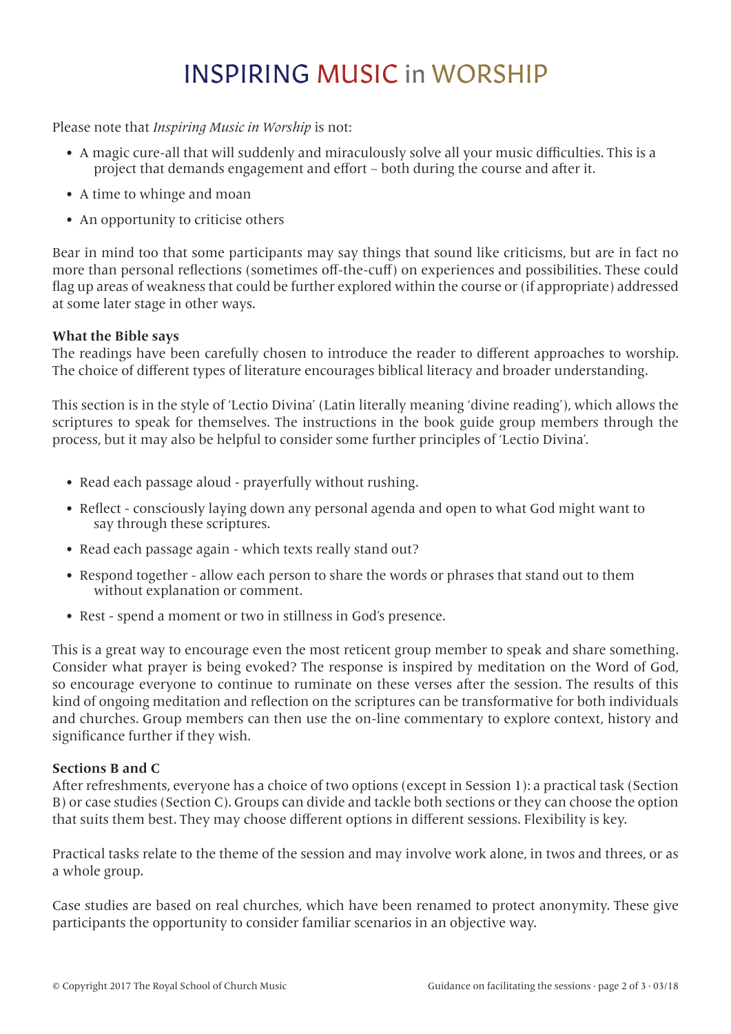# INSPIRING MUSIC in WORSHIP

Please note that *Inspiring Music in Worship* is not:

- A magic cure-all that will suddenly and miraculously solve all your music difficulties. This is a project that demands engagement and effort – both during the course and after it.
- A time to whinge and moan
- An opportunity to criticise others

Bear in mind too that some participants may say things that sound like criticisms, but are in fact no more than personal reflections (sometimes off-the-cuff) on experiences and possibilities. These could flag up areas of weakness that could be further explored within the course or (if appropriate) addressed at some later stage in other ways.

**What the Bible says**

The readings have been carefully chosen to introduce the reader to different approaches to worship. The choice of different types of literature encourages biblical literacy and broader understanding.

This section is in the style of 'Lectio Divina' (Latin literally meaning 'divine reading'), which allows the scriptures to speak for themselves. The instructions in the book guide group members through the process, but it may also be helpful to consider some further principles of 'Lectio Divina'.

- Read each passage aloud - prayerfully without rushing.
- Reflect - consciously laying down any personal agenda and open to what God might want to say through these scriptures.
- Read each passage again - which texts really stand out?
- Respond together - allow each person to share the words or phrases that stand out to them without explanation or comment.
- Rest - spend a moment or two in stillness in God's presence.

This is a great way to encourage even the most reticent group member to speak and share something. Consider what prayer is being evoked? The response is inspired by meditation on the Word of God, so encourage everyone to continue to ruminate on these verses after the session. The results of this kind of ongoing meditation and reflection on the scriptures can be transformative for both individuals and churches. Group members can then use the on-line commentary to explore context, history and significance further if they wish.

**Sections B and C**

After refreshments, everyone has a choice of two options (except in Session 1): a practical task (Section B) or case studies (Section C). Groups can divide and tackle both sections or they can choose the option that suits them best. They may choose different options in different sessions. Flexibility is key.

Practical tasks relate to the theme of the session and may involve work alone, in twos and threes, or as a whole group.

Case studies are based on real churches, which have been renamed to protect anonymity. These give participants the opportunity to consider familiar scenarios in an objective way.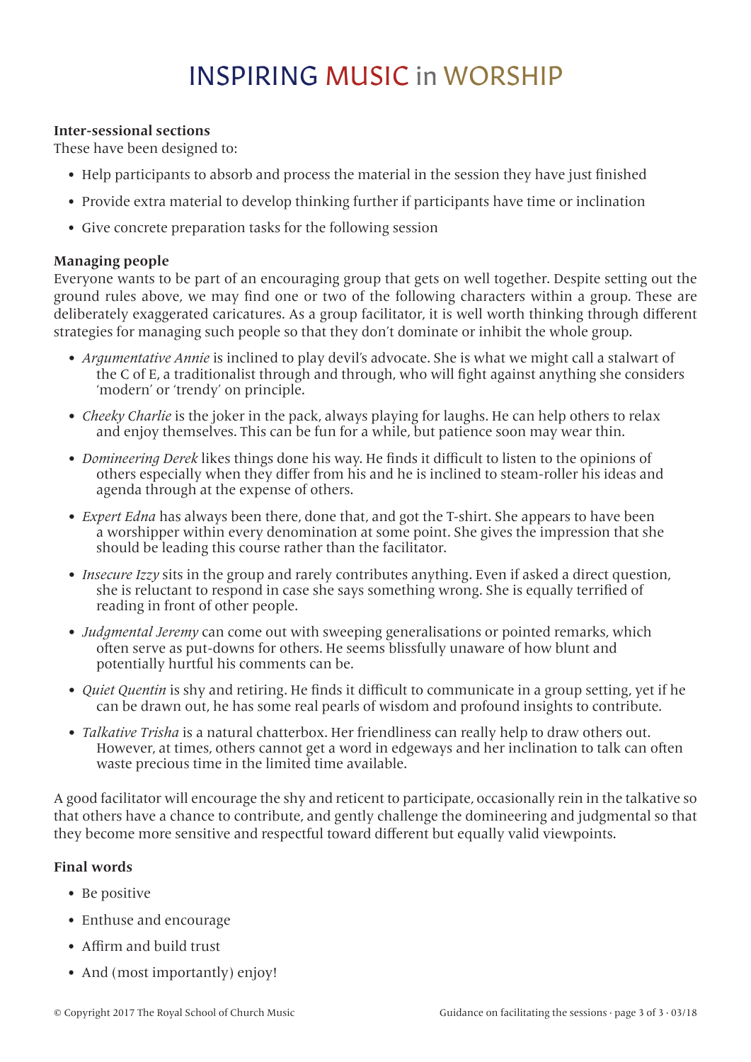**Inter-sessional sections**

These have been designed to:

- Help participants to absorb and process the material in the session they have just finished
- Provide extra material to develop thinking further if participants have time or inclination
- Give concrete preparation tasks for the following session

**Managing people**

Everyone wants to be part of an encouraging group that gets on well together. Despite setting out the ground rules above, we may find one or two of the following characters within a group. These are deliberately exaggerated caricatures. As a group facilitator, it is well worth thinking through different strategies for managing such people so that they don't dominate or inhibit the whole group.

- *Argumentative Annie* is inclined to play devil's advocate. She is what we might call a stalwart of the C of E, a traditionalist through and through, who will fight against anything she considers 'modern' or 'trendy' on principle.
- *Cheeky Charlie* is the joker in the pack, always playing for laughs. He can help others to relax and enjoy themselves. This can be fun for a while, but patience soon may wear thin.
- *Domineering Derek* likes things done his way. He finds it difficult to listen to the opinions of others especially when they differ from his and he is inclined to steam-roller his ideas and agenda through at the expense of others.
- *Expert Edna* has always been there, done that, and got the T-shirt. She appears to have been a worshipper within every denomination at some point. She gives the impression that she should be leading this course rather than the facilitator.
- *Insecure Izzy* sits in the group and rarely contributes anything. Even if asked a direct question, she is reluctant to respond in case she says something wrong. She is equally terrified of reading in front of other people.
- *Judgmental Jeremy* can come out with sweeping generalisations or pointed remarks, which often serve as put-downs for others. He seems blissfully unaware of how blunt and potentially hurtful his comments can be.
- *Quiet Quentin* is shy and retiring. He finds it difficult to communicate in a group setting, yet if he can be drawn out, he has some real pearls of wisdom and profound insights to contribute.
- *Talkative Trisha* is a natural chatterbox. Her friendliness can really help to draw others out. However, at times, others cannot get a word in edgeways and her inclination to talk can often waste precious time in the limited time available.

A good facilitator will encourage the shy and reticent to participate, occasionally rein in the talkative so that others have a chance to contribute, and gently challenge the domineering and judgmental so that they become more sensitive and respectful toward different but equally valid viewpoints.

**Final words**

- Be positive
- Enthuse and encourage
- Affirm and build trust
- And (most importantly) enjoy!

© Copyright 2017 The Royal School of Church Music